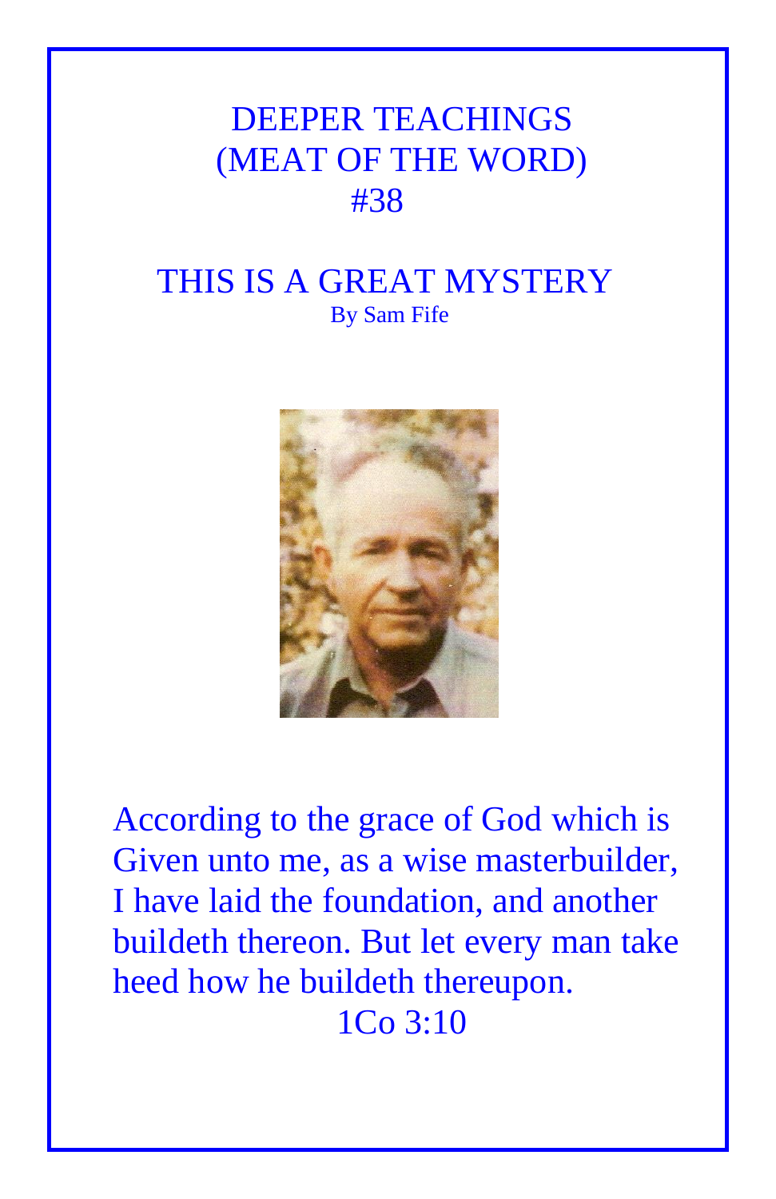# DEEPER TEACHINGS
# (MEAT OF THE WORD)
# #38

## THIS IS A GREAT MYSTERY

By Sam Fife

According to the grace of God which is Given unto me, as a wise masterbuilder, I have laid the foundation, and another buildeth thereon. But let every man take heed how he buildeth thereupon.

1Co 3:10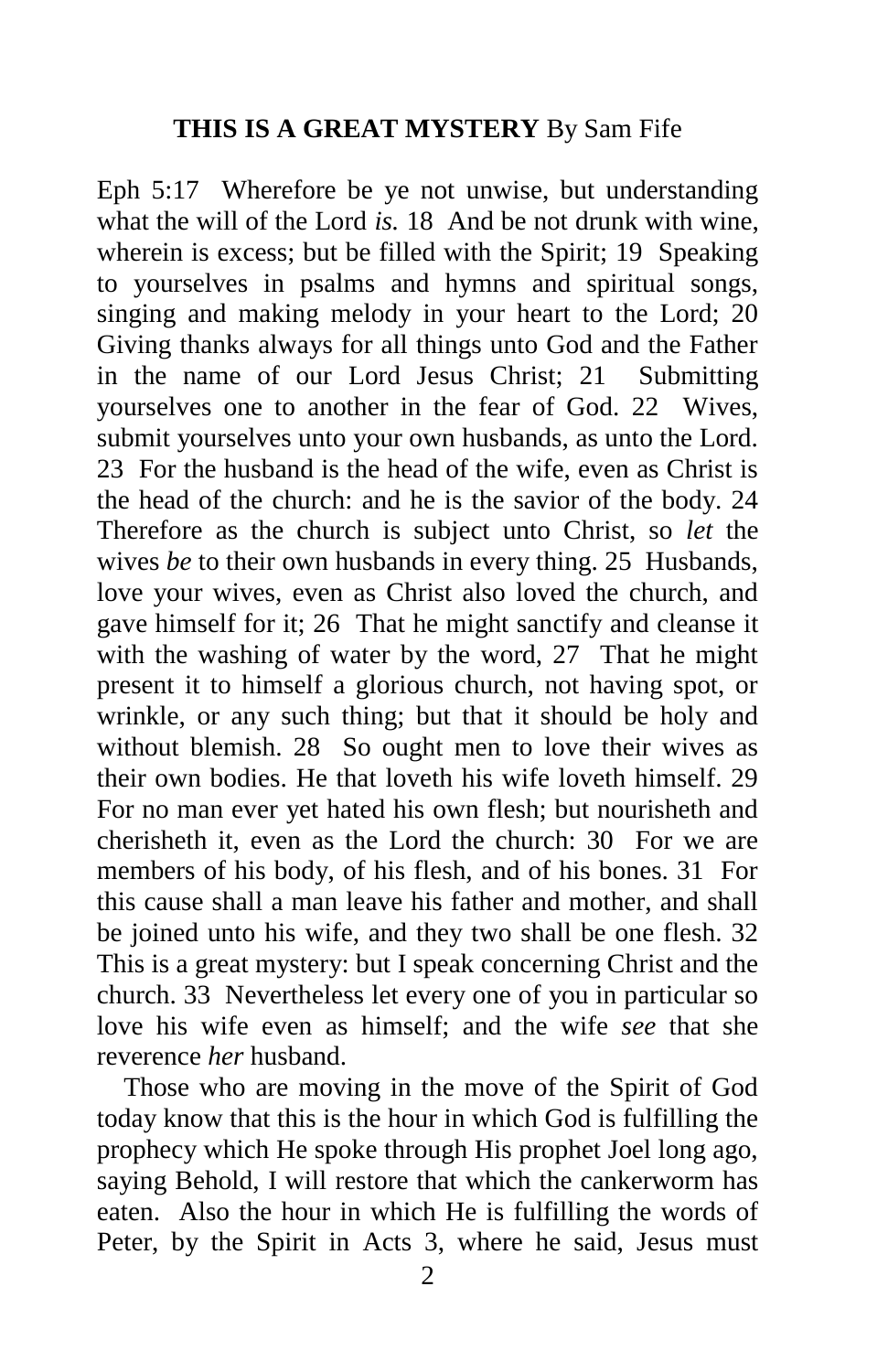**THIS IS A GREAT MYSTERY** By Sam Fife

Eph 5:17  Wherefore be ye not unwise, but understanding what the will of the Lord *is.* 18  And be not drunk with wine, wherein is excess; but be filled with the Spirit; 19  Speaking to yourselves in psalms and hymns and spiritual songs, singing and making melody in your heart to the Lord; 20  Giving thanks always for all things unto God and the Father in the name of our Lord Jesus Christ; 21  Submitting yourselves one to another in the fear of God. 22  Wives, submit yourselves unto your own husbands, as unto the Lord. 23  For the husband is the head of the wife, even as Christ is the head of the church: and he is the savior of the body. 24  Therefore as the church is subject unto Christ, so *let* the wives *be* to their own husbands in every thing. 25  Husbands, love your wives, even as Christ also loved the church, and gave himself for it; 26  That he might sanctify and cleanse it with the washing of water by the word, 27  That he might present it to himself a glorious church, not having spot, or wrinkle, or any such thing; but that it should be holy and without blemish. 28  So ought men to love their wives as their own bodies. He that loveth his wife loveth himself. 29  For no man ever yet hated his own flesh; but nourisheth and cherisheth it, even as the Lord the church: 30  For we are members of his body, of his flesh, and of his bones. 31  For this cause shall a man leave his father and mother, and shall be joined unto his wife, and they two shall be one flesh. 32  This is a great mystery: but I speak concerning Christ and the church. 33  Nevertheless let every one of you in particular so love his wife even as himself; and the wife *see* that she reverence *her* husband.

Those who are moving in the move of the Spirit of God today know that this is the hour in which God is fulfilling the prophecy which He spoke through His prophet Joel long ago, saying Behold, I will restore that which the cankerworm has eaten.  Also the hour in which He is fulfilling the words of Peter, by the Spirit in Acts 3, where he said, Jesus must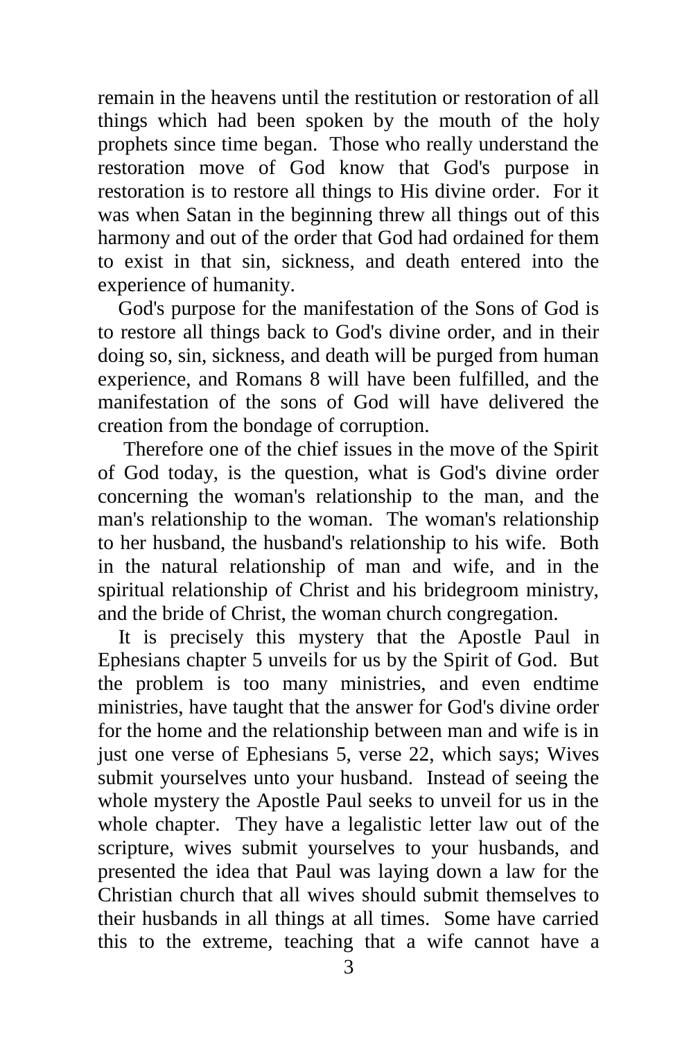remain in the heavens until the restitution or restoration of all things which had been spoken by the mouth of the holy prophets since time began. Those who really understand the restoration move of God know that God's purpose in restoration is to restore all things to His divine order. For it was when Satan in the beginning threw all things out of this harmony and out of the order that God had ordained for them to exist in that sin, sickness, and death entered into the experience of humanity.

God's purpose for the manifestation of the Sons of God is to restore all things back to God's divine order, and in their doing so, sin, sickness, and death will be purged from human experience, and Romans 8 will have been fulfilled, and the manifestation of the sons of God will have delivered the creation from the bondage of corruption.

Therefore one of the chief issues in the move of the Spirit of God today, is the question, what is God's divine order concerning the woman's relationship to the man, and the man's relationship to the woman. The woman's relationship to her husband, the husband's relationship to his wife. Both in the natural relationship of man and wife, and in the spiritual relationship of Christ and his bridegroom ministry, and the bride of Christ, the woman church congregation.

It is precisely this mystery that the Apostle Paul in Ephesians chapter 5 unveils for us by the Spirit of God. But the problem is too many ministries, and even endtime ministries, have taught that the answer for God's divine order for the home and the relationship between man and wife is in just one verse of Ephesians 5, verse 22, which says; Wives submit yourselves unto your husband. Instead of seeing the whole mystery the Apostle Paul seeks to unveil for us in the whole chapter. They have a legalistic letter law out of the scripture, wives submit yourselves to your husbands, and presented the idea that Paul was laying down a law for the Christian church that all wives should submit themselves to their husbands in all things at all times. Some have carried this to the extreme, teaching that a wife cannot have a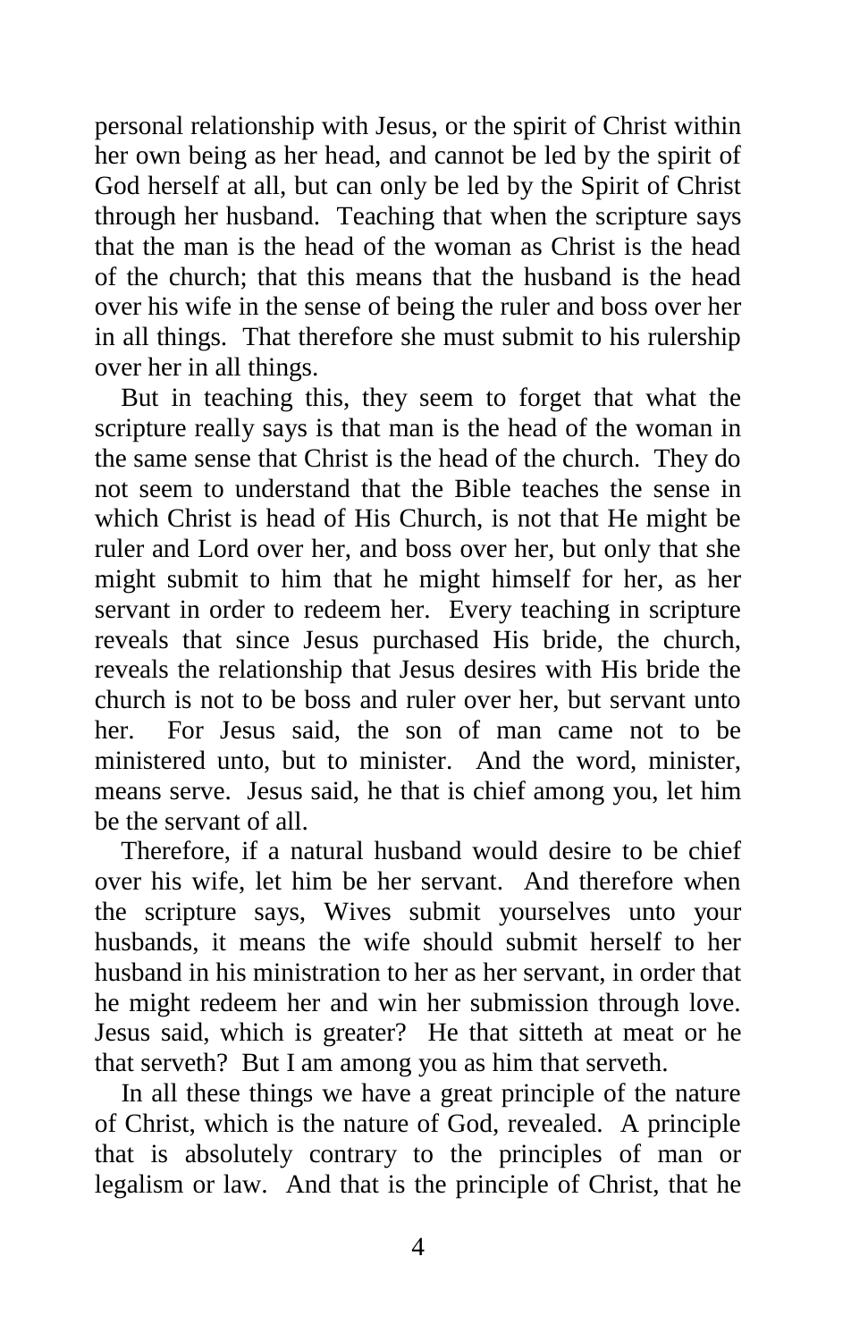personal relationship with Jesus, or the spirit of Christ within her own being as her head, and cannot be led by the spirit of God herself at all, but can only be led by the Spirit of Christ through her husband. Teaching that when the scripture says that the man is the head of the woman as Christ is the head of the church; that this means that the husband is the head over his wife in the sense of being the ruler and boss over her in all things. That therefore she must submit to his rulership over her in all things.

But in teaching this, they seem to forget that what the scripture really says is that man is the head of the woman in the same sense that Christ is the head of the church. They do not seem to understand that the Bible teaches the sense in which Christ is head of His Church, is not that He might be ruler and Lord over her, and boss over her, but only that she might submit to him that he might himself for her, as her servant in order to redeem her. Every teaching in scripture reveals that since Jesus purchased His bride, the church, reveals the relationship that Jesus desires with His bride the church is not to be boss and ruler over her, but servant unto her. For Jesus said, the son of man came not to be ministered unto, but to minister. And the word, minister, means serve. Jesus said, he that is chief among you, let him be the servant of all.

Therefore, if a natural husband would desire to be chief over his wife, let him be her servant. And therefore when the scripture says, Wives submit yourselves unto your husbands, it means the wife should submit herself to her husband in his ministration to her as her servant, in order that he might redeem her and win her submission through love. Jesus said, which is greater? He that sitteth at meat or he that serveth? But I am among you as him that serveth.

In all these things we have a great principle of the nature of Christ, which is the nature of God, revealed. A principle that is absolutely contrary to the principles of man or legalism or law. And that is the principle of Christ, that he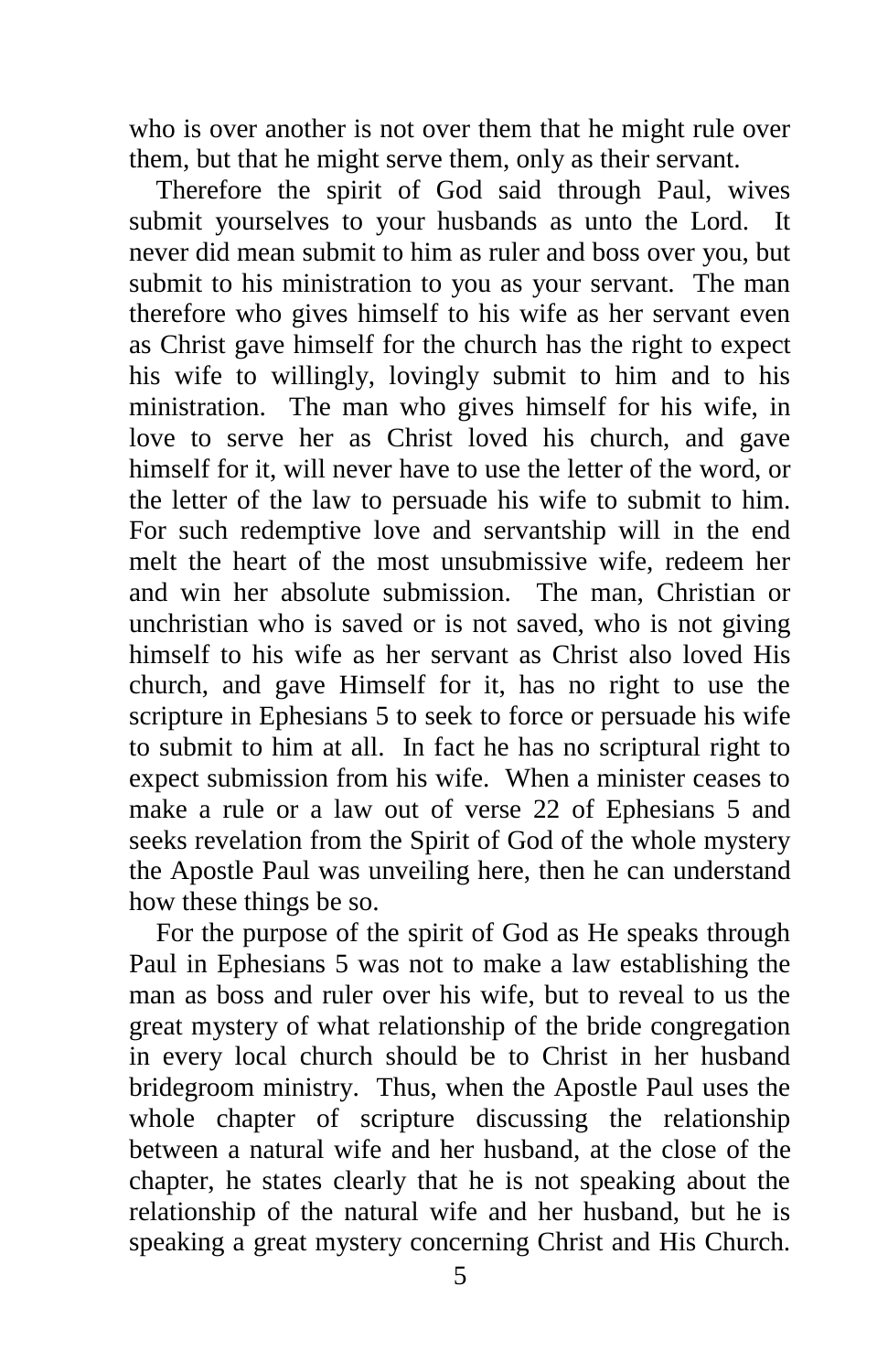who is over another is not over them that he might rule over them, but that he might serve them, only as their servant.

Therefore the spirit of God said through Paul, wives submit yourselves to your husbands as unto the Lord. It never did mean submit to him as ruler and boss over you, but submit to his ministration to you as your servant. The man therefore who gives himself to his wife as her servant even as Christ gave himself for the church has the right to expect his wife to willingly, lovingly submit to him and to his ministration. The man who gives himself for his wife, in love to serve her as Christ loved his church, and gave himself for it, will never have to use the letter of the word, or the letter of the law to persuade his wife to submit to him. For such redemptive love and servantship will in the end melt the heart of the most unsubmissive wife, redeem her and win her absolute submission. The man, Christian or unchristian who is saved or is not saved, who is not giving himself to his wife as her servant as Christ also loved His church, and gave Himself for it, has no right to use the scripture in Ephesians 5 to seek to force or persuade his wife to submit to him at all. In fact he has no scriptural right to expect submission from his wife. When a minister ceases to make a rule or a law out of verse 22 of Ephesians 5 and seeks revelation from the Spirit of God of the whole mystery the Apostle Paul was unveiling here, then he can understand how these things be so.

For the purpose of the spirit of God as He speaks through Paul in Ephesians 5 was not to make a law establishing the man as boss and ruler over his wife, but to reveal to us the great mystery of what relationship of the bride congregation in every local church should be to Christ in her husband bridegroom ministry. Thus, when the Apostle Paul uses the whole chapter of scripture discussing the relationship between a natural wife and her husband, at the close of the chapter, he states clearly that he is not speaking about the relationship of the natural wife and her husband, but he is speaking a great mystery concerning Christ and His Church.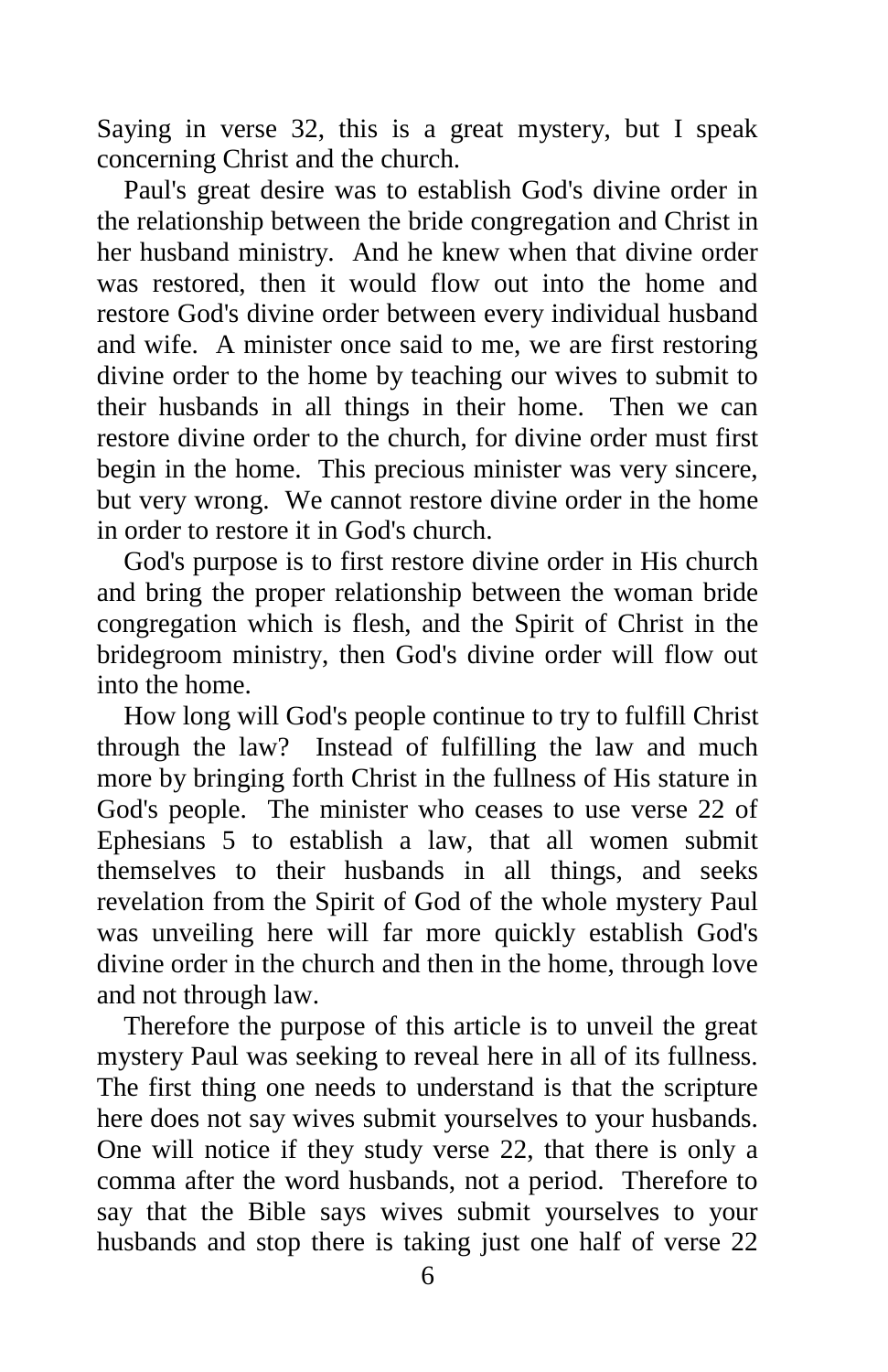Saying in verse 32, this is a great mystery, but I speak concerning Christ and the church.

Paul's great desire was to establish God's divine order in the relationship between the bride congregation and Christ in her husband ministry. And he knew when that divine order was restored, then it would flow out into the home and restore God's divine order between every individual husband and wife. A minister once said to me, we are first restoring divine order to the home by teaching our wives to submit to their husbands in all things in their home. Then we can restore divine order to the church, for divine order must first begin in the home. This precious minister was very sincere, but very wrong. We cannot restore divine order in the home in order to restore it in God's church.

God's purpose is to first restore divine order in His church and bring the proper relationship between the woman bride congregation which is flesh, and the Spirit of Christ in the bridegroom ministry, then God's divine order will flow out into the home.

How long will God's people continue to try to fulfill Christ through the law? Instead of fulfilling the law and much more by bringing forth Christ in the fullness of His stature in God's people. The minister who ceases to use verse 22 of Ephesians 5 to establish a law, that all women submit themselves to their husbands in all things, and seeks revelation from the Spirit of God of the whole mystery Paul was unveiling here will far more quickly establish God's divine order in the church and then in the home, through love and not through law.

Therefore the purpose of this article is to unveil the great mystery Paul was seeking to reveal here in all of its fullness. The first thing one needs to understand is that the scripture here does not say wives submit yourselves to your husbands. One will notice if they study verse 22, that there is only a comma after the word husbands, not a period. Therefore to say that the Bible says wives submit yourselves to your husbands and stop there is taking just one half of verse 22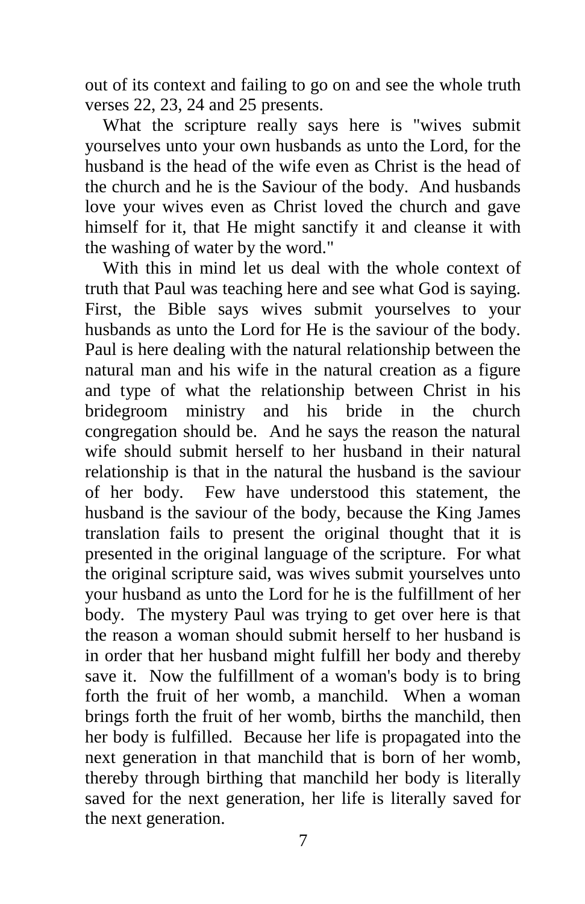out of its context and failing to go on and see the whole truth verses 22, 23, 24 and 25 presents.

What the scripture really says here is "wives submit yourselves unto your own husbands as unto the Lord, for the husband is the head of the wife even as Christ is the head of the church and he is the Saviour of the body. And husbands love your wives even as Christ loved the church and gave himself for it, that He might sanctify it and cleanse it with the washing of water by the word."

With this in mind let us deal with the whole context of truth that Paul was teaching here and see what God is saying. First, the Bible says wives submit yourselves to your husbands as unto the Lord for He is the saviour of the body. Paul is here dealing with the natural relationship between the natural man and his wife in the natural creation as a figure and type of what the relationship between Christ in his bridegroom ministry and his bride in the church congregation should be. And he says the reason the natural wife should submit herself to her husband in their natural relationship is that in the natural the husband is the saviour of her body. Few have understood this statement, the husband is the saviour of the body, because the King James translation fails to present the original thought that it is presented in the original language of the scripture. For what the original scripture said, was wives submit yourselves unto your husband as unto the Lord for he is the fulfillment of her body. The mystery Paul was trying to get over here is that the reason a woman should submit herself to her husband is in order that her husband might fulfill her body and thereby save it. Now the fulfillment of a woman's body is to bring forth the fruit of her womb, a manchild. When a woman brings forth the fruit of her womb, births the manchild, then her body is fulfilled. Because her life is propagated into the next generation in that manchild that is born of her womb, thereby through birthing that manchild her body is literally saved for the next generation, her life is literally saved for the next generation.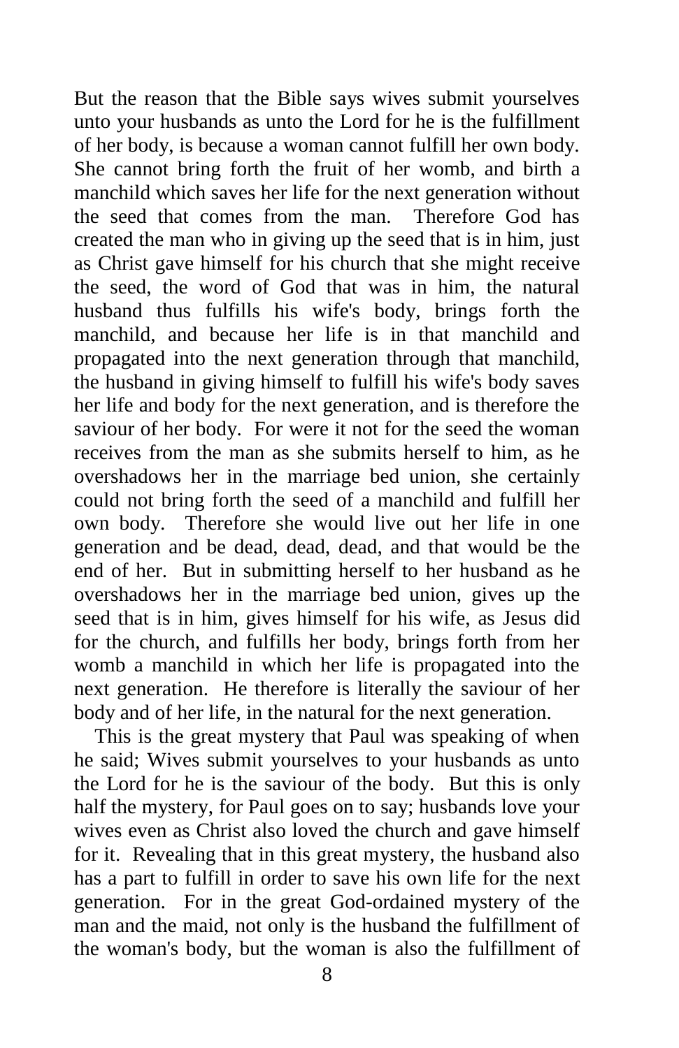But the reason that the Bible says wives submit yourselves unto your husbands as unto the Lord for he is the fulfillment of her body, is because a woman cannot fulfill her own body. She cannot bring forth the fruit of her womb, and birth a manchild which saves her life for the next generation without the seed that comes from the man. Therefore God has created the man who in giving up the seed that is in him, just as Christ gave himself for his church that she might receive the seed, the word of God that was in him, the natural husband thus fulfills his wife's body, brings forth the manchild, and because her life is in that manchild and propagated into the next generation through that manchild, the husband in giving himself to fulfill his wife's body saves her life and body for the next generation, and is therefore the saviour of her body. For were it not for the seed the woman receives from the man as she submits herself to him, as he overshadows her in the marriage bed union, she certainly could not bring forth the seed of a manchild and fulfill her own body. Therefore she would live out her life in one generation and be dead, dead, dead, and that would be the end of her. But in submitting herself to her husband as he overshadows her in the marriage bed union, gives up the seed that is in him, gives himself for his wife, as Jesus did for the church, and fulfills her body, brings forth from her womb a manchild in which her life is propagated into the next generation. He therefore is literally the saviour of her body and of her life, in the natural for the next generation.

This is the great mystery that Paul was speaking of when he said; Wives submit yourselves to your husbands as unto the Lord for he is the saviour of the body. But this is only half the mystery, for Paul goes on to say; husbands love your wives even as Christ also loved the church and gave himself for it. Revealing that in this great mystery, the husband also has a part to fulfill in order to save his own life for the next generation. For in the great God-ordained mystery of the man and the maid, not only is the husband the fulfillment of the woman's body, but the woman is also the fulfillment of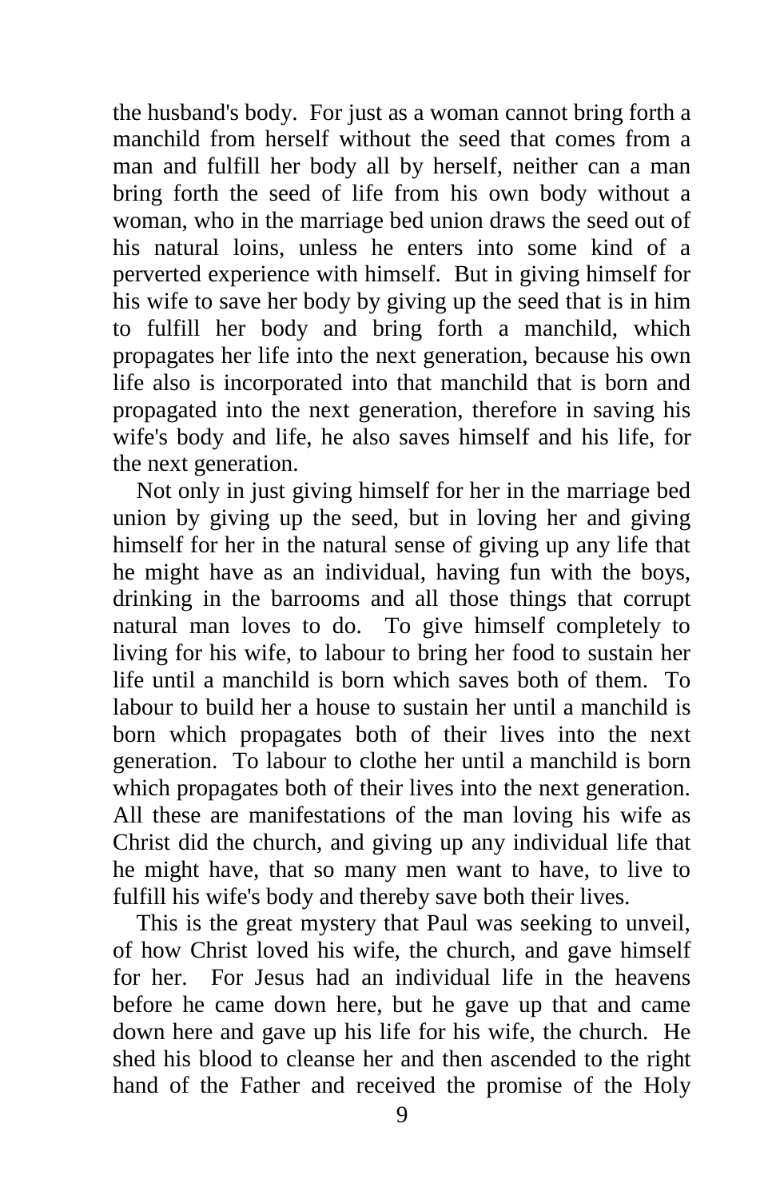the husband's body. For just as a woman cannot bring forth a manchild from herself without the seed that comes from a man and fulfill her body all by herself, neither can a man bring forth the seed of life from his own body without a woman, who in the marriage bed union draws the seed out of his natural loins, unless he enters into some kind of a perverted experience with himself. But in giving himself for his wife to save her body by giving up the seed that is in him to fulfill her body and bring forth a manchild, which propagates her life into the next generation, because his own life also is incorporated into that manchild that is born and propagated into the next generation, therefore in saving his wife's body and life, he also saves himself and his life, for the next generation.

Not only in just giving himself for her in the marriage bed union by giving up the seed, but in loving her and giving himself for her in the natural sense of giving up any life that he might have as an individual, having fun with the boys, drinking in the barrooms and all those things that corrupt natural man loves to do. To give himself completely to living for his wife, to labour to bring her food to sustain her life until a manchild is born which saves both of them. To labour to build her a house to sustain her until a manchild is born which propagates both of their lives into the next generation. To labour to clothe her until a manchild is born which propagates both of their lives into the next generation. All these are manifestations of the man loving his wife as Christ did the church, and giving up any individual life that he might have, that so many men want to have, to live to fulfill his wife's body and thereby save both their lives.

This is the great mystery that Paul was seeking to unveil, of how Christ loved his wife, the church, and gave himself for her. For Jesus had an individual life in the heavens before he came down here, but he gave up that and came down here and gave up his life for his wife, the church. He shed his blood to cleanse her and then ascended to the right hand of the Father and received the promise of the Holy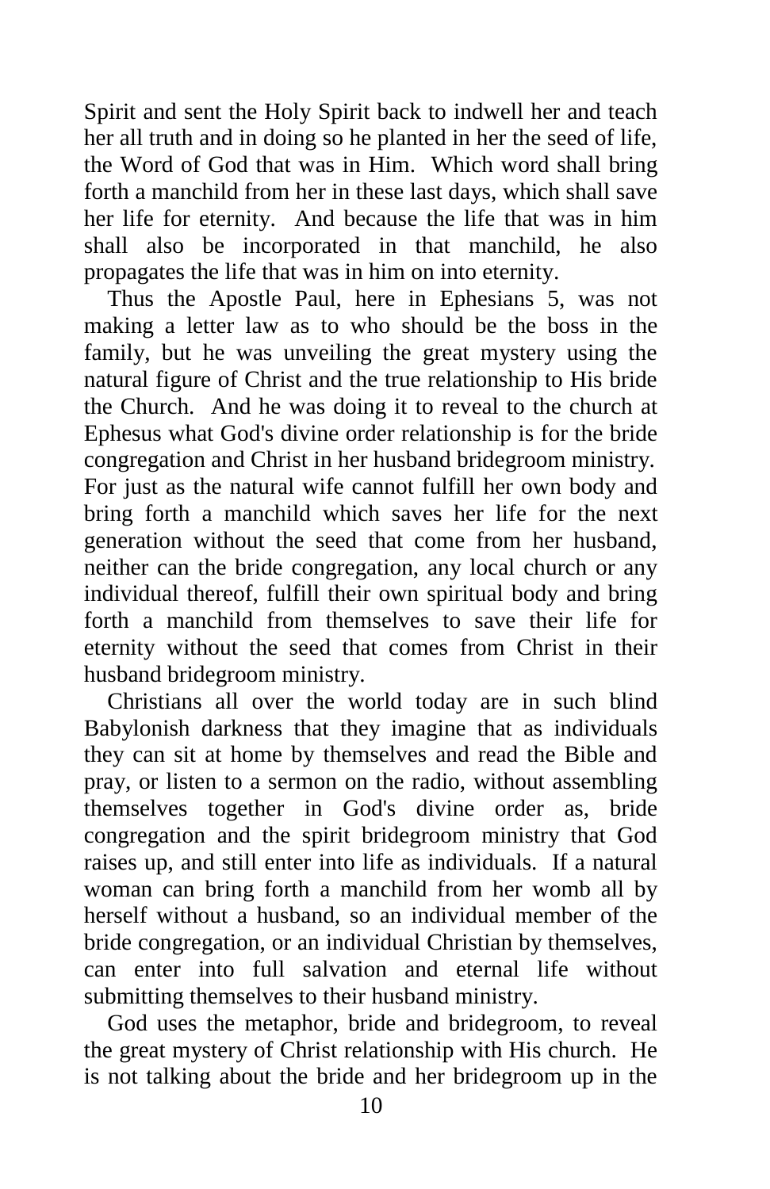Spirit and sent the Holy Spirit back to indwell her and teach her all truth and in doing so he planted in her the seed of life, the Word of God that was in Him. Which word shall bring forth a manchild from her in these last days, which shall save her life for eternity. And because the life that was in him shall also be incorporated in that manchild, he also propagates the life that was in him on into eternity.

Thus the Apostle Paul, here in Ephesians 5, was not making a letter law as to who should be the boss in the family, but he was unveiling the great mystery using the natural figure of Christ and the true relationship to His bride the Church. And he was doing it to reveal to the church at Ephesus what God's divine order relationship is for the bride congregation and Christ in her husband bridegroom ministry. For just as the natural wife cannot fulfill her own body and bring forth a manchild which saves her life for the next generation without the seed that come from her husband, neither can the bride congregation, any local church or any individual thereof, fulfill their own spiritual body and bring forth a manchild from themselves to save their life for eternity without the seed that comes from Christ in their husband bridegroom ministry.

Christians all over the world today are in such blind Babylonish darkness that they imagine that as individuals they can sit at home by themselves and read the Bible and pray, or listen to a sermon on the radio, without assembling themselves together in God's divine order as, bride congregation and the spirit bridegroom ministry that God raises up, and still enter into life as individuals. If a natural woman can bring forth a manchild from her womb all by herself without a husband, so an individual member of the bride congregation, or an individual Christian by themselves, can enter into full salvation and eternal life without submitting themselves to their husband ministry.

God uses the metaphor, bride and bridegroom, to reveal the great mystery of Christ relationship with His church. He is not talking about the bride and her bridegroom up in the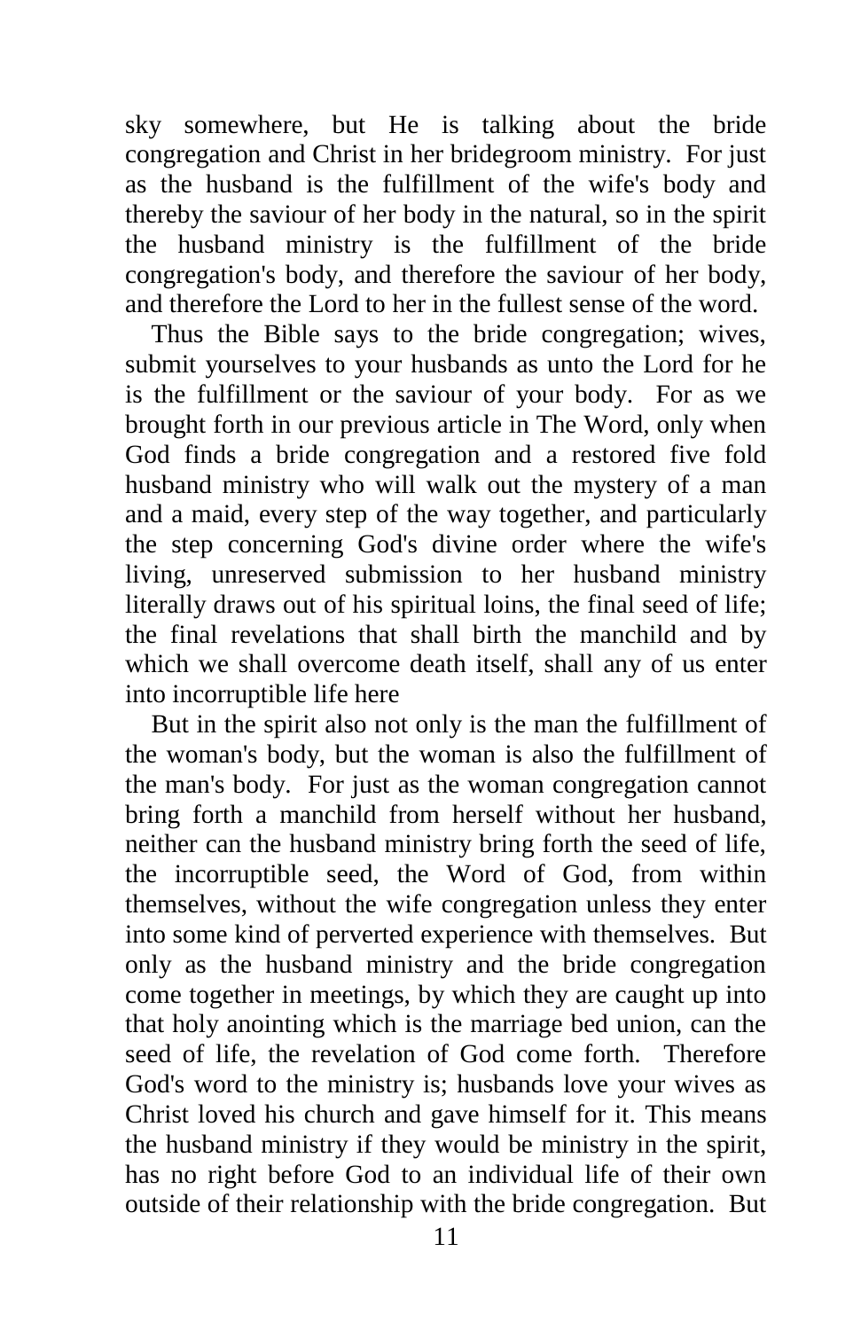sky somewhere, but He is talking about the bride congregation and Christ in her bridegroom ministry. For just as the husband is the fulfillment of the wife's body and thereby the saviour of her body in the natural, so in the spirit the husband ministry is the fulfillment of the bride congregation's body, and therefore the saviour of her body, and therefore the Lord to her in the fullest sense of the word.

Thus the Bible says to the bride congregation; wives, submit yourselves to your husbands as unto the Lord for he is the fulfillment or the saviour of your body. For as we brought forth in our previous article in The Word, only when God finds a bride congregation and a restored five fold husband ministry who will walk out the mystery of a man and a maid, every step of the way together, and particularly the step concerning God's divine order where the wife's living, unreserved submission to her husband ministry literally draws out of his spiritual loins, the final seed of life; the final revelations that shall birth the manchild and by which we shall overcome death itself, shall any of us enter into incorruptible life here

But in the spirit also not only is the man the fulfillment of the woman's body, but the woman is also the fulfillment of the man's body. For just as the woman congregation cannot bring forth a manchild from herself without her husband, neither can the husband ministry bring forth the seed of life, the incorruptible seed, the Word of God, from within themselves, without the wife congregation unless they enter into some kind of perverted experience with themselves. But only as the husband ministry and the bride congregation come together in meetings, by which they are caught up into that holy anointing which is the marriage bed union, can the seed of life, the revelation of God come forth. Therefore God's word to the ministry is; husbands love your wives as Christ loved his church and gave himself for it. This means the husband ministry if they would be ministry in the spirit, has no right before God to an individual life of their own outside of their relationship with the bride congregation. But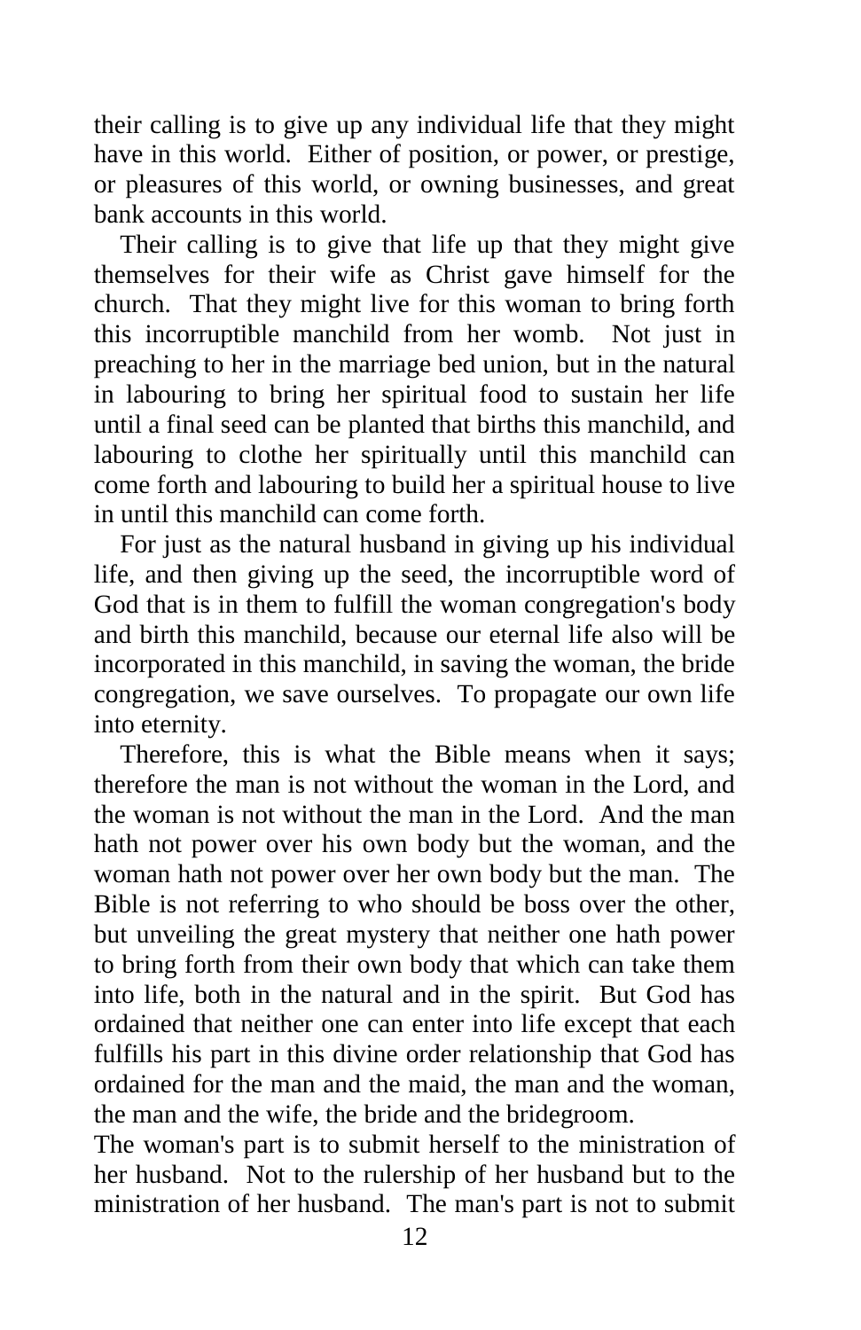their calling is to give up any individual life that they might have in this world. Either of position, or power, or prestige, or pleasures of this world, or owning businesses, and great bank accounts in this world.

Their calling is to give that life up that they might give themselves for their wife as Christ gave himself for the church. That they might live for this woman to bring forth this incorruptible manchild from her womb. Not just in preaching to her in the marriage bed union, but in the natural in labouring to bring her spiritual food to sustain her life until a final seed can be planted that births this manchild, and labouring to clothe her spiritually until this manchild can come forth and labouring to build her a spiritual house to live in until this manchild can come forth.

For just as the natural husband in giving up his individual life, and then giving up the seed, the incorruptible word of God that is in them to fulfill the woman congregation's body and birth this manchild, because our eternal life also will be incorporated in this manchild, in saving the woman, the bride congregation, we save ourselves. To propagate our own life into eternity.

Therefore, this is what the Bible means when it says; therefore the man is not without the woman in the Lord, and the woman is not without the man in the Lord. And the man hath not power over his own body but the woman, and the woman hath not power over her own body but the man. The Bible is not referring to who should be boss over the other, but unveiling the great mystery that neither one hath power to bring forth from their own body that which can take them into life, both in the natural and in the spirit. But God has ordained that neither one can enter into life except that each fulfills his part in this divine order relationship that God has ordained for the man and the maid, the man and the woman, the man and the wife, the bride and the bridegroom.

The woman's part is to submit herself to the ministration of her husband. Not to the rulership of her husband but to the ministration of her husband. The man's part is not to submit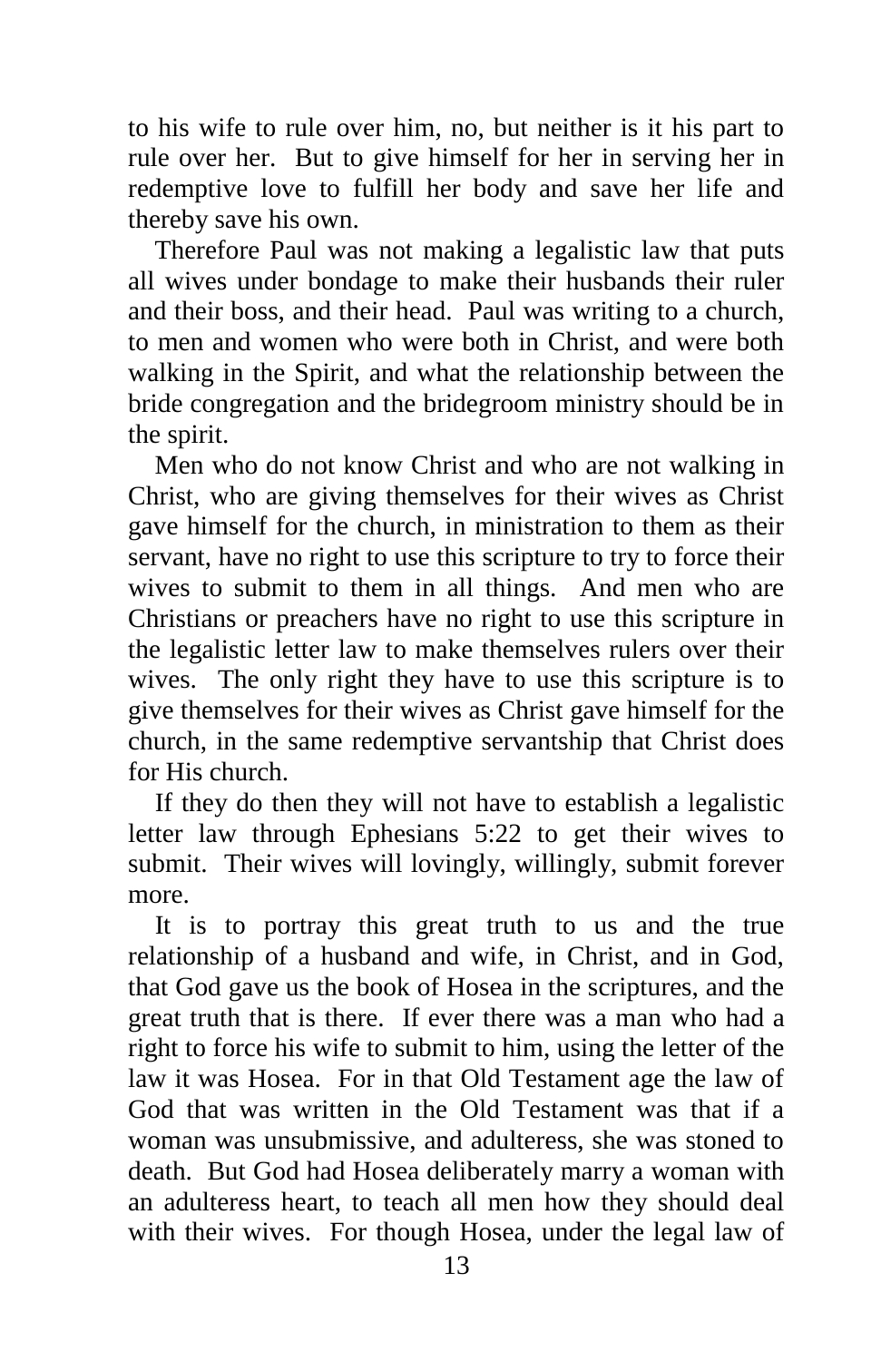to his wife to rule over him, no, but neither is it his part to rule over her. But to give himself for her in serving her in redemptive love to fulfill her body and save her life and thereby save his own.

Therefore Paul was not making a legalistic law that puts all wives under bondage to make their husbands their ruler and their boss, and their head. Paul was writing to a church, to men and women who were both in Christ, and were both walking in the Spirit, and what the relationship between the bride congregation and the bridegroom ministry should be in the spirit.

Men who do not know Christ and who are not walking in Christ, who are giving themselves for their wives as Christ gave himself for the church, in ministration to them as their servant, have no right to use this scripture to try to force their wives to submit to them in all things. And men who are Christians or preachers have no right to use this scripture in the legalistic letter law to make themselves rulers over their wives. The only right they have to use this scripture is to give themselves for their wives as Christ gave himself for the church, in the same redemptive servantship that Christ does for His church.

If they do then they will not have to establish a legalistic letter law through Ephesians 5:22 to get their wives to submit. Their wives will lovingly, willingly, submit forever more.

It is to portray this great truth to us and the true relationship of a husband and wife, in Christ, and in God, that God gave us the book of Hosea in the scriptures, and the great truth that is there. If ever there was a man who had a right to force his wife to submit to him, using the letter of the law it was Hosea. For in that Old Testament age the law of God that was written in the Old Testament was that if a woman was unsubmissive, and adulteress, she was stoned to death. But God had Hosea deliberately marry a woman with an adulteress heart, to teach all men how they should deal with their wives. For though Hosea, under the legal law of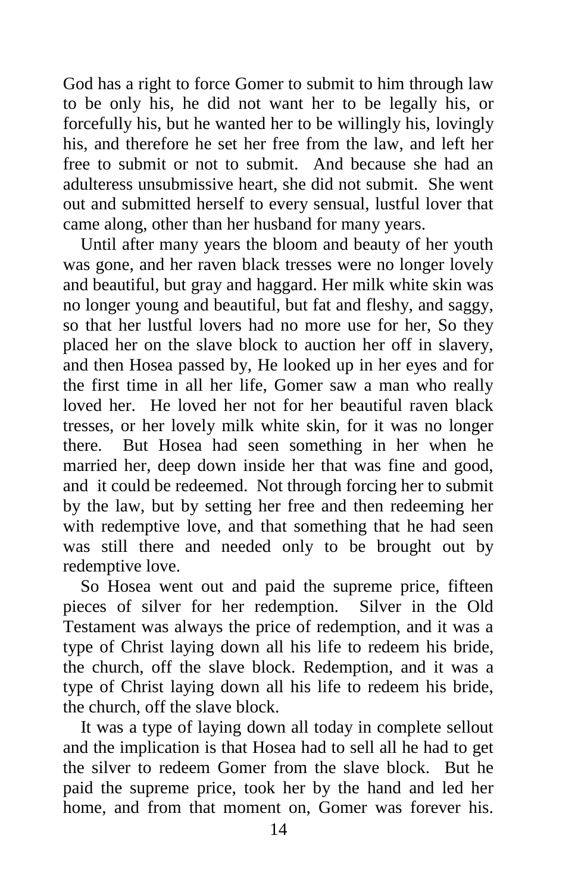God has a right to force Gomer to submit to him through law to be only his, he did not want her to be legally his, or forcefully his, but he wanted her to be willingly his, lovingly his, and therefore he set her free from the law, and left her free to submit or not to submit. And because she had an adulteress unsubmissive heart, she did not submit. She went out and submitted herself to every sensual, lustful lover that came along, other than her husband for many years.

Until after many years the bloom and beauty of her youth was gone, and her raven black tresses were no longer lovely and beautiful, but gray and haggard. Her milk white skin was no longer young and beautiful, but fat and fleshy, and saggy, so that her lustful lovers had no more use for her, So they placed her on the slave block to auction her off in slavery, and then Hosea passed by, He looked up in her eyes and for the first time in all her life, Gomer saw a man who really loved her. He loved her not for her beautiful raven black tresses, or her lovely milk white skin, for it was no longer there. But Hosea had seen something in her when he married her, deep down inside her that was fine and good, and it could be redeemed. Not through forcing her to submit by the law, but by setting her free and then redeeming her with redemptive love, and that something that he had seen was still there and needed only to be brought out by redemptive love.

So Hosea went out and paid the supreme price, fifteen pieces of silver for her redemption. Silver in the Old Testament was always the price of redemption, and it was a type of Christ laying down all his life to redeem his bride, the church, off the slave block. Redemption, and it was a type of Christ laying down all his life to redeem his bride, the church, off the slave block.

It was a type of laying down all today in complete sellout and the implication is that Hosea had to sell all he had to get the silver to redeem Gomer from the slave block. But he paid the supreme price, took her by the hand and led her home, and from that moment on, Gomer was forever his.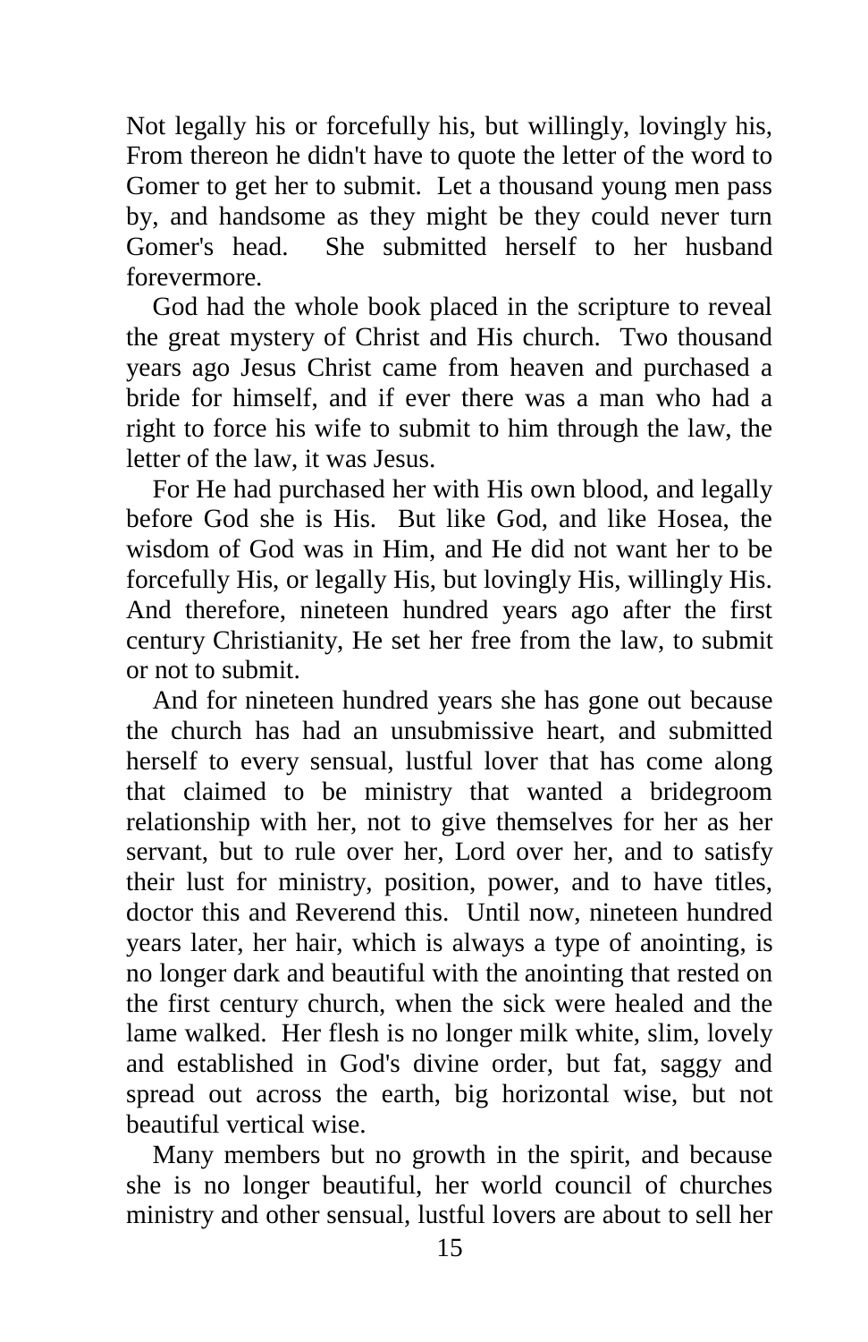Not legally his or forcefully his, but willingly, lovingly his, From thereon he didn't have to quote the letter of the word to Gomer to get her to submit. Let a thousand young men pass by, and handsome as they might be they could never turn Gomer's head. She submitted herself to her husband forevermore.

God had the whole book placed in the scripture to reveal the great mystery of Christ and His church. Two thousand years ago Jesus Christ came from heaven and purchased a bride for himself, and if ever there was a man who had a right to force his wife to submit to him through the law, the letter of the law, it was Jesus.

For He had purchased her with His own blood, and legally before God she is His. But like God, and like Hosea, the wisdom of God was in Him, and He did not want her to be forcefully His, or legally His, but lovingly His, willingly His. And therefore, nineteen hundred years ago after the first century Christianity, He set her free from the law, to submit or not to submit.

And for nineteen hundred years she has gone out because the church has had an unsubmissive heart, and submitted herself to every sensual, lustful lover that has come along that claimed to be ministry that wanted a bridegroom relationship with her, not to give themselves for her as her servant, but to rule over her, Lord over her, and to satisfy their lust for ministry, position, power, and to have titles, doctor this and Reverend this. Until now, nineteen hundred years later, her hair, which is always a type of anointing, is no longer dark and beautiful with the anointing that rested on the first century church, when the sick were healed and the lame walked. Her flesh is no longer milk white, slim, lovely and established in God's divine order, but fat, saggy and spread out across the earth, big horizontal wise, but not beautiful vertical wise.

Many members but no growth in the spirit, and because she is no longer beautiful, her world council of churches ministry and other sensual, lustful lovers are about to sell her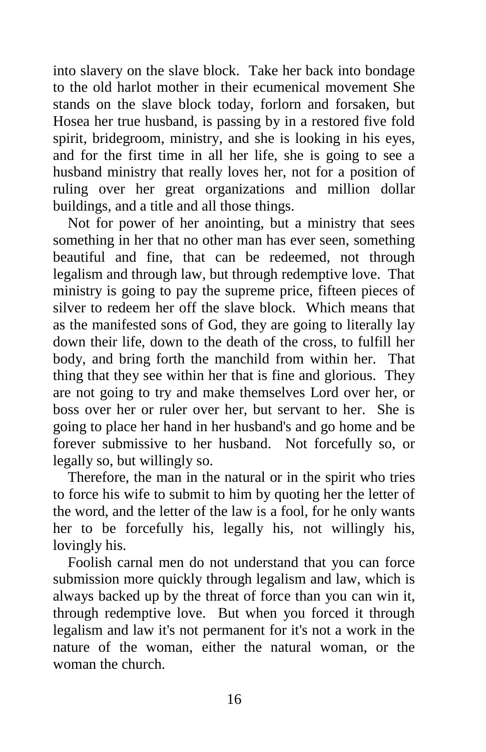into slavery on the slave block. Take her back into bondage to the old harlot mother in their ecumenical movement She stands on the slave block today, forlorn and forsaken, but Hosea her true husband, is passing by in a restored five fold spirit, bridegroom, ministry, and she is looking in his eyes, and for the first time in all her life, she is going to see a husband ministry that really loves her, not for a position of ruling over her great organizations and million dollar buildings, and a title and all those things.

Not for power of her anointing, but a ministry that sees something in her that no other man has ever seen, something beautiful and fine, that can be redeemed, not through legalism and through law, but through redemptive love. That ministry is going to pay the supreme price, fifteen pieces of silver to redeem her off the slave block. Which means that as the manifested sons of God, they are going to literally lay down their life, down to the death of the cross, to fulfill her body, and bring forth the manchild from within her. That thing that they see within her that is fine and glorious. They are not going to try and make themselves Lord over her, or boss over her or ruler over her, but servant to her. She is going to place her hand in her husband's and go home and be forever submissive to her husband. Not forcefully so, or legally so, but willingly so.

Therefore, the man in the natural or in the spirit who tries to force his wife to submit to him by quoting her the letter of the word, and the letter of the law is a fool, for he only wants her to be forcefully his, legally his, not willingly his, lovingly his.

Foolish carnal men do not understand that you can force submission more quickly through legalism and law, which is always backed up by the threat of force than you can win it, through redemptive love. But when you forced it through legalism and law it's not permanent for it's not a work in the nature of the woman, either the natural woman, or the woman the church.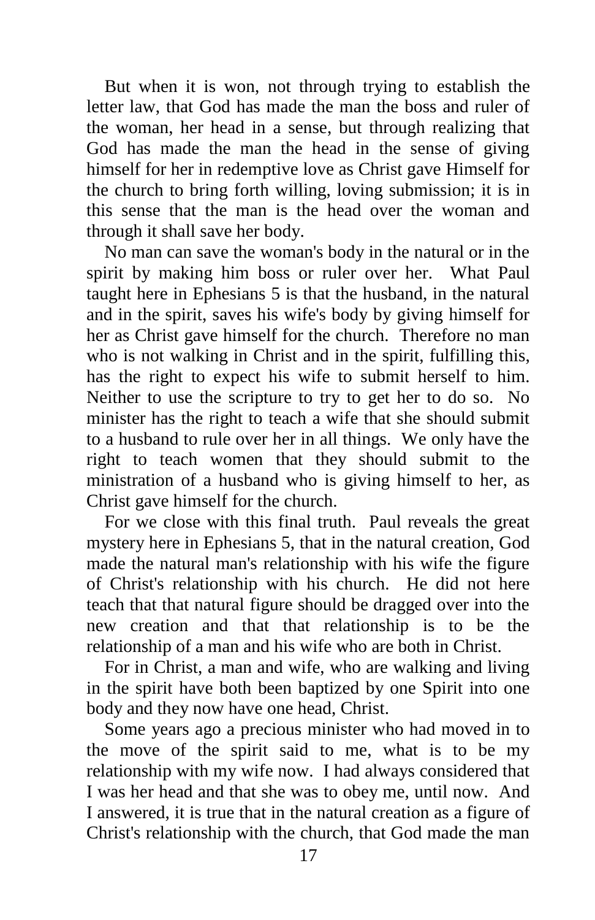But when it is won, not through trying to establish the letter law, that God has made the man the boss and ruler of the woman, her head in a sense, but through realizing that God has made the man the head in the sense of giving himself for her in redemptive love as Christ gave Himself for the church to bring forth willing, loving submission; it is in this sense that the man is the head over the woman and through it shall save her body.

No man can save the woman's body in the natural or in the spirit by making him boss or ruler over her. What Paul taught here in Ephesians 5 is that the husband, in the natural and in the spirit, saves his wife's body by giving himself for her as Christ gave himself for the church. Therefore no man who is not walking in Christ and in the spirit, fulfilling this, has the right to expect his wife to submit herself to him. Neither to use the scripture to try to get her to do so. No minister has the right to teach a wife that she should submit to a husband to rule over her in all things. We only have the right to teach women that they should submit to the ministration of a husband who is giving himself to her, as Christ gave himself for the church.

For we close with this final truth. Paul reveals the great mystery here in Ephesians 5, that in the natural creation, God made the natural man's relationship with his wife the figure of Christ's relationship with his church. He did not here teach that that natural figure should be dragged over into the new creation and that that relationship is to be the relationship of a man and his wife who are both in Christ.

For in Christ, a man and wife, who are walking and living in the spirit have both been baptized by one Spirit into one body and they now have one head, Christ.

Some years ago a precious minister who had moved in to the move of the spirit said to me, what is to be my relationship with my wife now. I had always considered that I was her head and that she was to obey me, until now. And I answered, it is true that in the natural creation as a figure of Christ's relationship with the church, that God made the man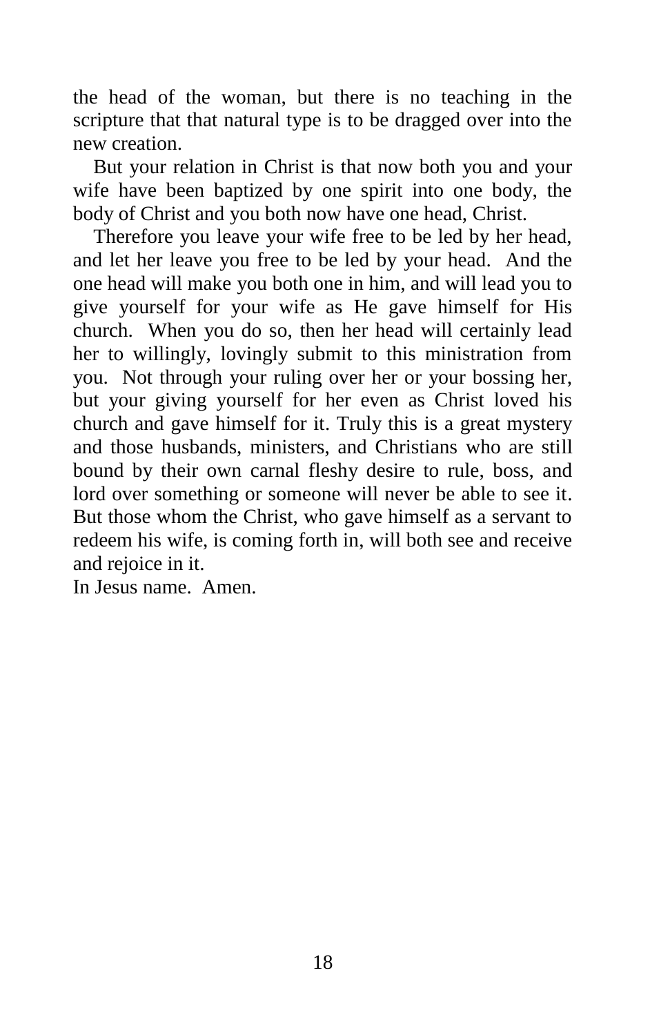the head of the woman, but there is no teaching in the scripture that that natural type is to be dragged over into the new creation.

But your relation in Christ is that now both you and your wife have been baptized by one spirit into one body, the body of Christ and you both now have one head, Christ.

Therefore you leave your wife free to be led by her head, and let her leave you free to be led by your head. And the one head will make you both one in him, and will lead you to give yourself for your wife as He gave himself for His church. When you do so, then her head will certainly lead her to willingly, lovingly submit to this ministration from you. Not through your ruling over her or your bossing her, but your giving yourself for her even as Christ loved his church and gave himself for it. Truly this is a great mystery and those husbands, ministers, and Christians who are still bound by their own carnal fleshy desire to rule, boss, and lord over something or someone will never be able to see it. But those whom the Christ, who gave himself as a servant to redeem his wife, is coming forth in, will both see and receive and rejoice in it.

In Jesus name. Amen.